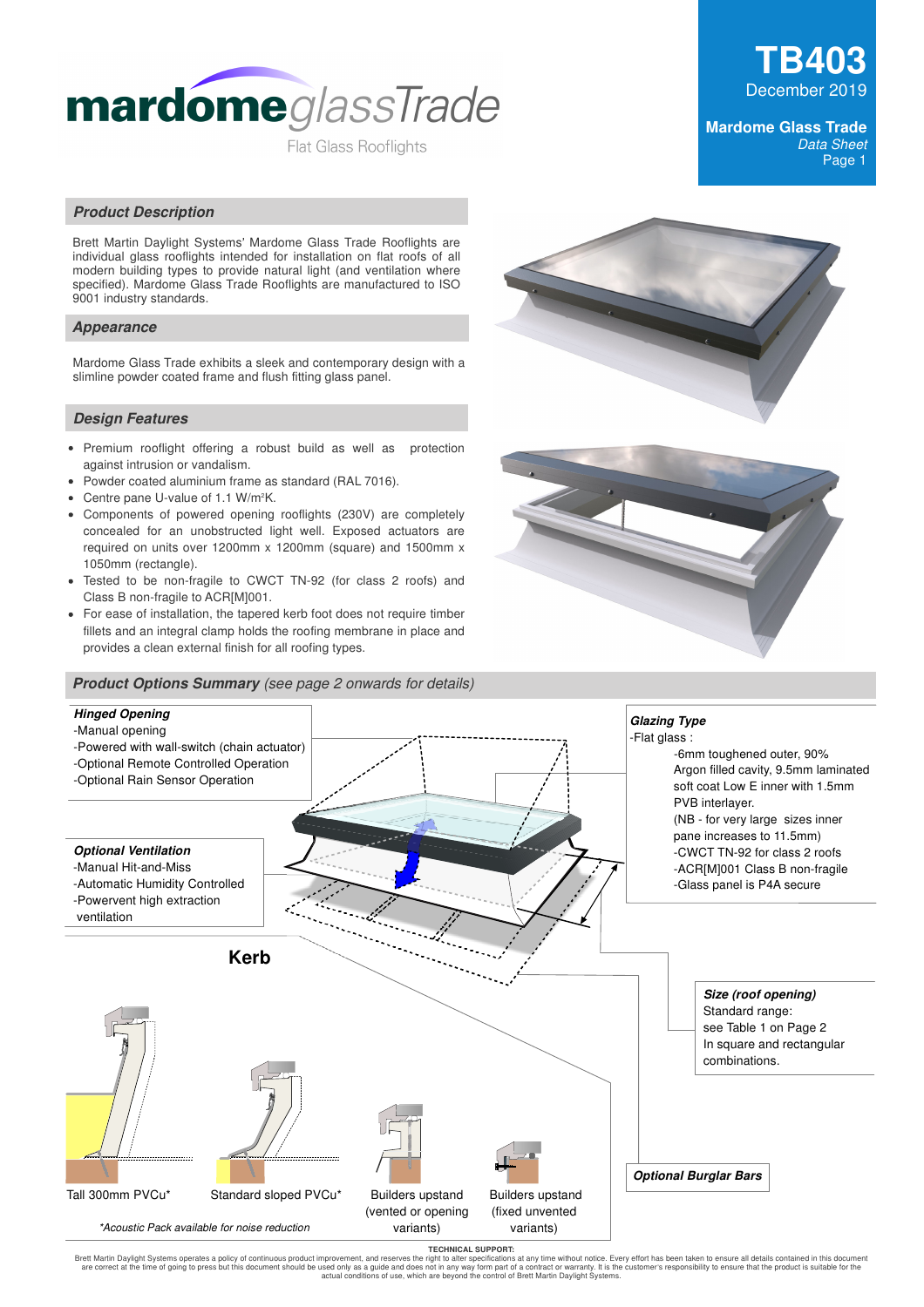# mardome glassTrade

Flat Glass Rooflights

**TB403**
December 2019

**Mardome Glass Trade**
*Data Sheet*

## *Product Description*

Brett Martin Daylight Systems' Mardome Glass Trade Rooflights are individual glass rooflights intended for installation on flat roofs of all modern building types to provide natural light (and ventilation where specified). Mardome Glass Trade Rooflights are manufactured to ISO 9001 industry standards.

## *Appearance*

Mardome Glass Trade exhibits a sleek and contemporary design with a slimline powder coated frame and flush fitting glass panel.

## *Design Features*

- Premium rooflight offering a robust build as well as protection against intrusion or vandalism.
- Powder coated aluminium frame as standard (RAL 7016).
- Centre pane U-value of 1.1 W/m²K.
- Components of powered opening rooflights (230V) are completely concealed for an unobstructed light well. Exposed actuators are required on units over 1200mm x 1200mm (square) and 1500mm x 1050mm (rectangle).
- Tested to be non-fragile to CWCT TN-92 (for class 2 roofs) and Class B non-fragile to ACR[M]001.
- For ease of installation, the tapered kerb foot does not require timber fillets and an integral clamp holds the roofing membrane in place and provides a clean external finish for all roofing types.

## *Product Options Summary* *(see page 2 onwards for details)*

***Hinged Opening***
-Manual opening
-Powered with wall-switch (chain actuator)
-Optional Remote Controlled Operation
-Optional Rain Sensor Operation

***Optional Ventilation***
-Manual Hit-and-Miss
-Automatic Humidity Controlled
-Powervent high extraction ventilation

***Glazing Type***
-Flat glass :
- -6mm toughened outer, 90% Argon filled cavity, 9.5mm laminated soft coat Low E inner with 1.5mm PVB interlayer.
- (NB - for very large sizes inner pane increases to 11.5mm)
- -CWCT TN-92 for class 2 roofs
- -ACR[M]001 Class B non-fragile
- -Glass panel is P4A secure

***Size (roof opening)***
Standard range:
see Table 1 on Page 2
In square and rectangular combinations.

***Optional Burglar Bars***

**Kerb**

Tall 300mm PVCu* | Standard sloped PVCu* | Builders upstand (vented or opening variants) | Builders upstand (fixed unvented variants)

*\*Acoustic Pack available for noise reduction*

TECHNICAL SUPPORT:
Brett Martin Daylight Systems operates a policy of continuous product improvement, and reserves the right to alter specifications at any time without notice. Every effort has been taken to ensure all details contained in this document are correct at the time of going to press but this document should be used only as a guide and does not in any way form part of a contract or warranty. It is the customer's responsibility to ensure that the product is suitable for the actual conditions of use, which are beyond the control of Brett Martin Daylight Systems.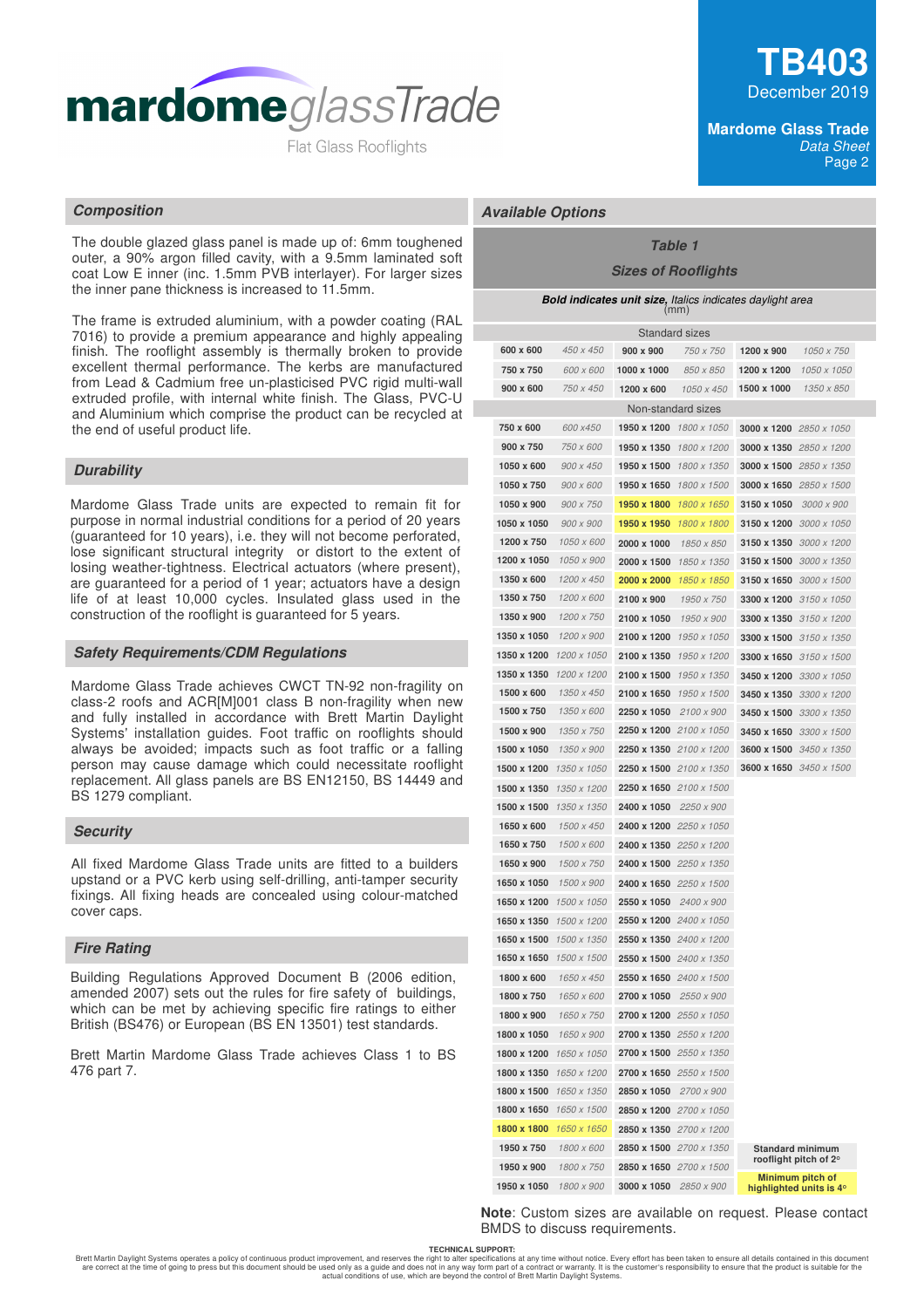# mardome glassTrade

Flat Glass Rooflights

**TB403**
December 2019

**Mardome Glass Trade**
*Data Sheet*

## Composition

The double glazed glass panel is made up of: 6mm toughened outer, a 90% argon filled cavity, with a 9.5mm laminated soft coat Low E inner (inc. 1.5mm PVB interlayer). For larger sizes the inner pane thickness is increased to 11.5mm.

The frame is extruded aluminium, with a powder coating (RAL 7016) to provide a premium appearance and highly appealing finish. The rooflight assembly is thermally broken to provide excellent thermal performance. The kerbs are manufactured from Lead & Cadmium free un-plasticised PVC rigid multi-wall extruded profile, with internal white finish. The Glass, PVC-U and Aluminium which comprise the product can be recycled at the end of useful product life.

## Durability

Mardome Glass Trade units are expected to remain fit for purpose in normal industrial conditions for a period of 20 years (guaranteed for 10 years), i.e. they will not become perforated, lose significant structural integrity or distort to the extent of losing weather-tightness. Electrical actuators (where present), are guaranteed for a period of 1 year; actuators have a design life of at least 10,000 cycles. Insulated glass used in the construction of the rooflight is guaranteed for 5 years.

## Safety Requirements/CDM Regulations

Mardome Glass Trade achieves CWCT TN-92 non-fragility on class-2 roofs and ACR[M]001 class B non-fragility when new and fully installed in accordance with Brett Martin Daylight Systems' installation guides. Foot traffic on rooflights should always be avoided; impacts such as foot traffic or a falling person may cause damage which could necessitate rooflight replacement. All glass panels are BS EN12150, BS 14449 and BS 1279 compliant.

## Security

All fixed Mardome Glass Trade units are fitted to a builders upstand or a PVC kerb using self-drilling, anti-tamper security fixings. All fixing heads are concealed using colour-matched cover caps.

## Fire Rating

Building Regulations Approved Document B (2006 edition, amended 2007) sets out the rules for fire safety of buildings, which can be met by achieving specific fire ratings to either British (BS476) or European (BS EN 13501) test standards.

Brett Martin Mardome Glass Trade achieves Class 1 to BS 476 part 7.

## Available Options

### *Table 1*
### *Sizes of Rooflights*

***Bold indicates unit size**, Italics indicates daylight area* (mm)

**Standard sizes**

| Unit size | Daylight area | Unit size | Daylight area | Unit size | Daylight area |
|---|---|---|---|---|---|
| **600 x 600** | *450 x 450* | **900 x 900** | *750 x 750* | **1200 x 900** | *1050 x 750* |
| **750 x 750** | *600 x 600* | **1000 x 1000** | *850 x 850* | **1200 x 1200** | *1050 x 1050* |
| **900 x 600** | *750 x 450* | **1200 x 600** | *1050 x 450* | **1500 x 1000** | *1350 x 850* |

**Non-standard sizes**

| Unit size | Daylight area | Unit size | Daylight area | Unit size | Daylight area |
|---|---|---|---|---|---|
| **750 x 600** | *600 x450* | **1950 x 1200** | *1800 x 1050* | **3000 x 1200** | *2850 x 1050* |
| **900 x 750** | *750 x 600* | **1950 x 1350** | *1800 x 1200* | **3000 x 1350** | *2850 x 1200* |
| **1050 x 600** | *900 x 450* | **1950 x 1500** | *1800 x 1350* | **3000 x 1500** | *2850 x 1350* |
| **1050 x 750** | *900 x 600* | **1950 x 1650** | *1800 x 1500* | **3000 x 1650** | *2850 x 1500* |
| **1050 x 900** | *900 x 750* | **1950 x 1800** | *1800 x 1650* | **3150 x 1050** | *3000 x 900* |
| **1050 x 1050** | *900 x 900* | **1950 x 1950** | *1800 x 1800* | **3150 x 1200** | *3000 x 1050* |
| **1200 x 750** | *1050 x 600* | **2000 x 1000** | *1850 x 850* | **3150 x 1350** | *3000 x 1200* |
| **1200 x 1050** | *1050 x 900* | **2000 x 1500** | *1850 x 1350* | **3150 x 1500** | *3000 x 1350* |
| **1350 x 600** | *1200 x 450* | **2000 x 2000** | *1850 x 1850* | **3150 x 1650** | *3000 x 1500* |
| **1350 x 750** | *1200 x 600* | **2100 x 900** | *1950 x 750* | **3300 x 1200** | *3150 x 1050* |
| **1350 x 900** | *1200 x 750* | **2100 x 1050** | *1950 x 900* | **3300 x 1350** | *3150 x 1200* |
| **1350 x 1050** | *1200 x 900* | **2100 x 1200** | *1950 x 1050* | **3300 x 1500** | *3150 x 1350* |
| **1350 x 1200** | *1200 x 1050* | **2100 x 1350** | *1950 x 1200* | **3300 x 1650** | *3150 x 1500* |
| **1350 x 1350** | *1200 x 1200* | **2100 x 1500** | *1950 x 1350* | **3450 x 1200** | *3300 x 1050* |
| **1500 x 600** | *1350 x 450* | **2100 x 1650** | *1950 x 1500* | **3450 x 1350** | *3300 x 1200* |
| **1500 x 750** | *1350 x 600* | **2250 x 1050** | *2100 x 900* | **3450 x 1500** | *3300 x 1350* |
| **1500 x 900** | *1350 x 750* | **2250 x 1200** | *2100 x 1050* | **3450 x 1650** | *3300 x 1500* |
| **1500 x 1050** | *1350 x 900* | **2250 x 1350** | *2100 x 1200* | **3600 x 1500** | *3450 x 1350* |
| **1500 x 1200** | *1350 x 1050* | **2250 x 1500** | *2100 x 1350* | **3600 x 1650** | *3450 x 1500* |
| **1500 x 1350** | *1350 x 1200* | **2250 x 1650** | *2100 x 1500* | | |
| **1500 x 1500** | *1350 x 1350* | **2400 x 1050** | *2250 x 900* | | |
| **1650 x 600** | *1500 x 450* | **2400 x 1200** | *2250 x 1050* | | |
| **1650 x 750** | *1500 x 600* | **2400 x 1350** | *2250 x 1200* | | |
| **1650 x 900** | *1500 x 750* | **2400 x 1500** | *2250 x 1350* | | |
| **1650 x 1050** | *1500 x 900* | **2400 x 1650** | *2250 x 1500* | | |
| **1650 x 1200** | *1500 x 1050* | **2550 x 1050** | *2400 x 900* | | |
| **1650 x 1350** | *1500 x 1200* | **2550 x 1200** | *2400 x 1050* | | |
| **1650 x 1500** | *1500 x 1350* | **2550 x 1350** | *2400 x 1200* | | |
| **1650 x 1650** | *1500 x 1500* | **2550 x 1500** | *2400 x 1350* | | |
| **1800 x 600** | *1650 x 450* | **2550 x 1650** | *2400 x 1500* | | |
| **1800 x 750** | *1650 x 600* | **2700 x 1050** | *2550 x 900* | | |
| **1800 x 900** | *1650 x 750* | **2700 x 1200** | *2550 x 1050* | | |
| **1800 x 1050** | *1650 x 900* | **2700 x 1350** | *2550 x 1200* | | |
| **1800 x 1200** | *1650 x 1050* | **2700 x 1500** | *2550 x 1350* | | |
| **1800 x 1350** | *1650 x 1200* | **2700 x 1650** | *2550 x 1500* | | |
| **1800 x 1500** | *1650 x 1350* | **2850 x 1050** | *2700 x 900* | | |
| **1800 x 1650** | *1650 x 1500* | **2850 x 1200** | *2700 x 1050* | | |
| **1800 x 1800** | *1650 x 1650* | **2850 x 1350** | *2700 x 1200* | | |
| **1950 x 750** | *1800 x 600* | **2850 x 1500** | *2700 x 1350* | **Standard minimum rooflight pitch of 2°** | |
| **1950 x 900** | *1800 x 750* | **2850 x 1650** | *2700 x 1500* | | |
| **1950 x 1050** | *1800 x 900* | **3000 x 1050** | *2850 x 900* | **Minimum pitch of highlighted units is 4°** | |

Highlighted units: 1950 x 1800, 1950 x 1950, 2000 x 2000, 1800 x 1800.

**Note**: Custom sizes are available on request. Please contact BMDS to discuss requirements.

**TECHNICAL SUPPORT:**

Brett Martin Daylight Systems operates a policy of continuous product improvement, and reserves the right to alter specifications at any time without notice. Every effort has been taken to ensure all details contained in this document are correct at the time of going to press but this document should be used only as a guide and does not in any way form part of a contract or warranty. It is the customer's responsibility to ensure that the product is suitable for the actual conditions of use, which are beyond the control of Brett Martin Daylight Systems.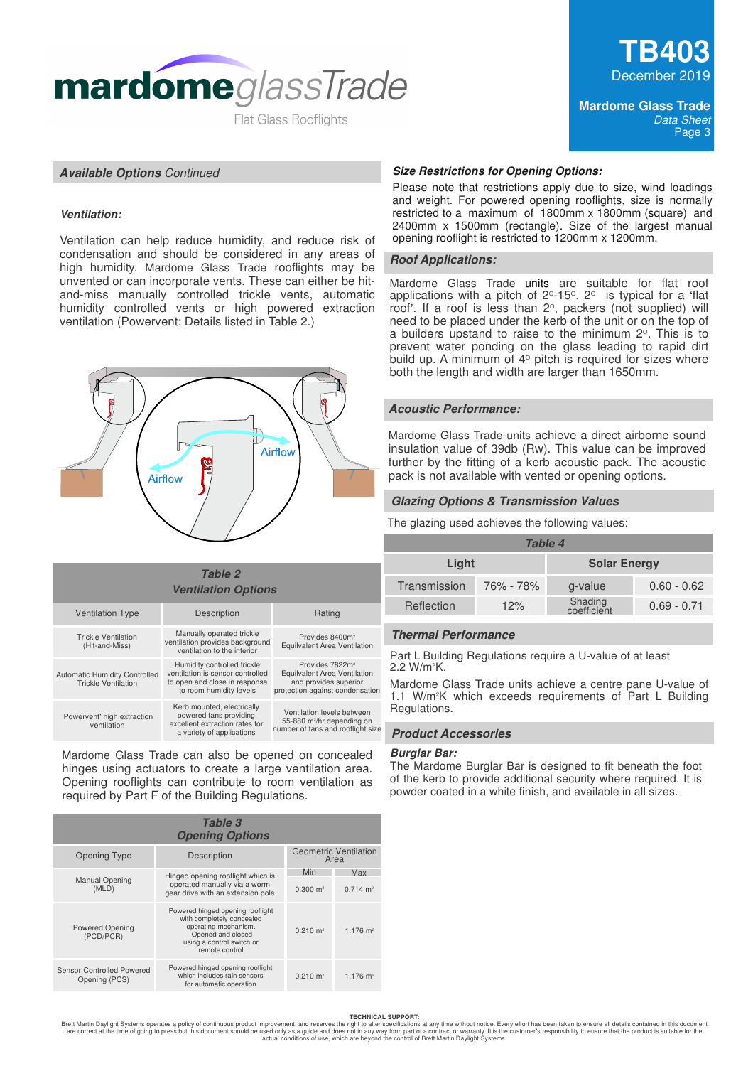## *Available Options Continued*

### *Ventilation:*

Ventilation can help reduce humidity, and reduce risk of condensation and should be considered in any areas of high humidity. Mardome Glass Trade rooflights may be unvented or can incorporate vents. These can either be hit-and-miss manually controlled trickle vents, automatic humidity controlled vents or high powered extraction ventilation (Powervent: Details listed in Table 2.)

Airflow

Airflow

| *Table 2 Ventilation Options* | | |
|---|---|---|
| Ventilation Type | Description | Rating |
| Trickle Ventilation (Hit-and-Miss) | Manually operated trickle ventilation provides background ventilation to the interior | Provides 8400mm² Equilvalent Area Ventilation |
| Automatic Humidity Controlled Trickle Ventilation | Humidity controlled trickle ventilation is sensor controlled to open and close in response to room humidity levels | Provides 7822mm² Equilvalent Area Ventilation and provides superior protection against condensation |
| 'Powervent' high extraction ventilation | Kerb mounted, electrically powered fans providing excellent extraction rates for a variety of applications | Ventilation levels between 55-880 m³/hr depending on number of fans and rooflight size |

Mardome Glass Trade can also be opened on concealed hinges using actuators to create a large ventilation area. Opening rooflights can contribute to room ventilation as required by Part F of the Building Regulations.

| *Table 3 Opening Options* | | | |
|---|---|---|---|
| Opening Type | Description | Geometric Ventilation Area | |
| | | Min | Max |
| Manual Opening (MLD) | Hinged opening rooflight which is operated manually via a worm gear drive with an extension pole | 0.300 m² | 0.714 m² |
| Powered Opening (PCD/PCR) | Powered hinged opening rooflight with completely concealed operating mechanism. Opened and closed using a control switch or remote control | 0.210 m² | 1.176 m² |
| Sensor Controlled Powered Opening (PCS) | Powered hinged opening rooflight which includes rain sensors for automatic operation | 0.210 m² | 1.176 m² |

### *Size Restrictions for Opening Options:*

Please note that restrictions apply due to size, wind loadings and weight. For powered opening rooflights, size is normally restricted to a maximum of 1800mm x 1800mm (square) and 2400mm x 1500mm (rectangle). Size of the largest manual opening rooflight is restricted to 1200mm x 1200mm.

## *Roof Applications:*

Mardome Glass Trade units are suitable for flat roof applications with a pitch of 2°-15°. 2° is typical for a 'flat roof'. If a roof is less than 2°, packers (not supplied) will need to be placed under the kerb of the unit or on the top of a builders upstand to raise to the minimum 2°. This is to prevent water ponding on the glass leading to rapid dirt build up. A minimum of 4° pitch is required for sizes where both the length and width are larger than 1650mm.

## *Acoustic Performance:*

Mardome Glass Trade units achieve a direct airborne sound insulation value of 39db (Rw). This value can be improved further by the fitting of a kerb acoustic pack. The acoustic pack is not available with vented or opening options.

## *Glazing Options & Transmission Values*

The glazing used achieves the following values:

| *Table 4* | | | |
|---|---|---|---|
| Light | | Solar Energy | |
| Transmission | 76% - 78% | g-value | 0.60 - 0.62 |
| Reflection | 12% | Shading coefficient | 0.69 - 0.71 |

## *Thermal Performance*

Part L Building Regulations require a U-value of at least 2.2 W/m²K.

Mardome Glass Trade units achieve a centre pane U-value of 1.1 W/m²K which exceeds requirements of Part L Building Regulations.

## *Product Accessories*

### *Burglar Bar:*

The Mardome Burglar Bar is designed to fit beneath the foot of the kerb to provide additional security where required. It is powder coated in a white finish, and available in all sizes.

**TECHNICAL SUPPORT:**

Brett Martin Daylight Systems operates a policy of continuous product improvement, and reserves the right to alter specifications at any time without notice. Every effort has been taken to ensure all details contained in this document are correct at the time of going to press but this document should be used only as a guide and does not in any way form part of a contract or warranty. It is the customer's responsibility to ensure that the product is suitable for the actual conditions of use, which are beyond the control of Brett Martin Daylight Systems.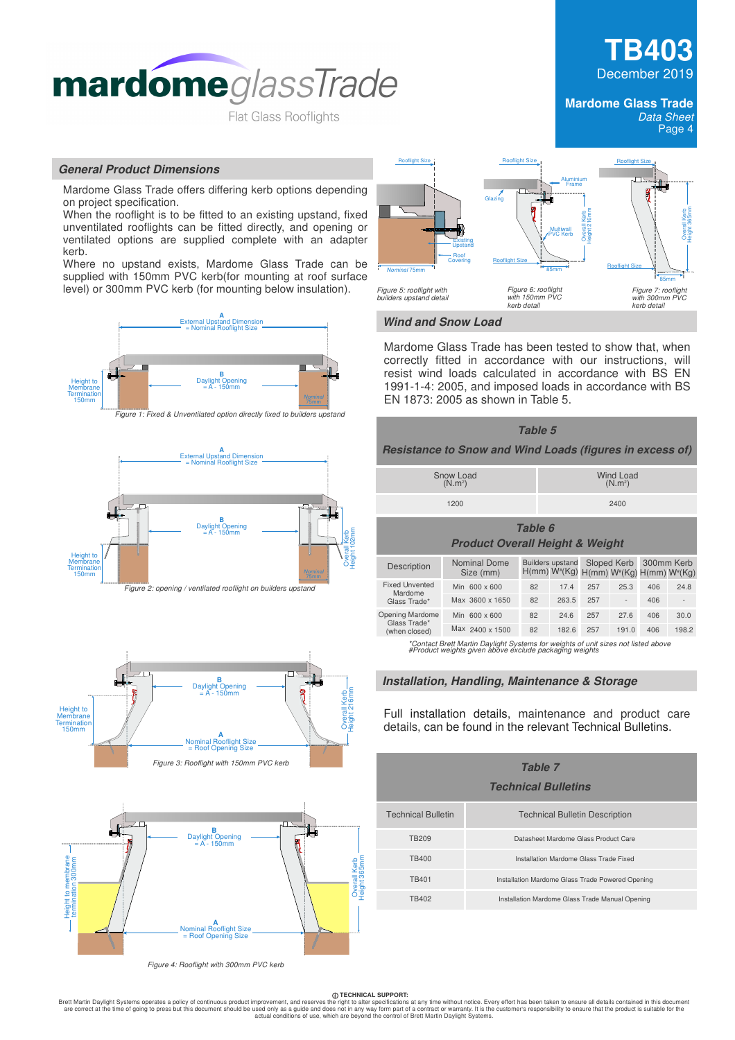# TB403

December 2019

**Mardome Glass Trade**
*Data Sheet*

## General Product Dimensions

Mardome Glass Trade offers differing kerb options depending on project specification.
When the rooflight is to be fitted to an existing upstand, fixed unventilated rooflights can be fitted directly, and opening or ventilated options are supplied complete with an adapter kerb.
Where no upstand exists, Mardome Glass Trade can be supplied with 150mm PVC kerb(for mounting at roof surface level) or 300mm PVC kerb (for mounting below insulation).

A
External Upstand Dimension
= Nominal Rooflight Size
B
Daylight Opening
= A - 150mm
Height to Membrane Termination 150mm
Nominal 75mm

*Figure 1: Fixed & Unventilated option directly fixed to builders upstand*

A
External Upstand Dimension
= Nominal Rooflight Size
B
Daylight Opening
= A - 150mm
Height to Membrane Termination 150mm
Overall Kerb Height 102mm
Nominal 75mm

*Figure 2: opening / ventilated rooflight on builders upstand*

B
Daylight Opening
= A - 150mm
Height to Membrane Termination 150mm
Overall Kerb Height 216mm
A
Nominal Rooflight Size
= Roof Opening Size

*Figure 3: Rooflight with 150mm PVC kerb*

B
Daylight Opening
= A - 150mm
Height to membrane termination 300mm
Overall Kerb Height 365mm
A
Nominal Rooflight Size
= Roof Opening Size

*Figure 4: Rooflight with 300mm PVC kerb*

Rooflight Size
Existing Upstand
Roof Covering
Nominal 75mm

*Figure 5: rooflight with builders upstand detail*

Rooflight Size
Aluminium Frame
Glazing
Multiwall PVC Kerb
Overall Kerb Height 216mm
Rooflight Size
85mm

*Figure 6: rooflight with 150mm PVC kerb detail*

Rooflight Size
Overall Kerb Height 365mm
Rooflight Size
85mm

*Figure 7: rooflight with 300mm PVC kerb detail*

## Wind and Snow Load

Mardome Glass Trade has been tested to show that, when correctly fitted in accordance with our instructions, will resist wind loads calculated in accordance with BS EN 1991-1-4: 2005, and imposed loads in accordance with BS EN 1873: 2005 as shown in Table 5.

**Table 5**
**Resistance to Snow and Wind Loads (figures in excess of)**

| Snow Load ($N.m^2$) | Wind Load ($N.m^2$) |
|---|---|
| 1200 | 2400 |

**Table 6**
**Product Overall Height & Weight**

| Description | Nominal Dome Size (mm) | Builders upstand H(mm) | Builders upstand W*(Kg) | Sloped Kerb H(mm) | Sloped Kerb W*(Kg) | 300mm Kerb H(mm) | 300mm Kerb W*(Kg) |
|---|---|---|---|---|---|---|---|
| Fixed Unvented Mardome Glass Trade* | Min 600 x 600 | 82 | 17.4 | 257 | 25.3 | 406 | 24.8 |
| | Max 3600 x 1650 | 82 | 263.5 | 257 | - | 406 | - |
| Opening Mardome Glass Trade* (when closed) | Min 600 x 600 | 82 | 24.6 | 257 | 27.6 | 406 | 30.0 |
| | Max 2400 x 1500 | 82 | 182.6 | 257 | 191.0 | 406 | 198.2 |

*Contact Brett Martin Daylight Systems for weights of unit sizes not listed above
#Product weights given above exclude packaging weights

## Installation, Handling, Maintenance & Storage

Full installation details, maintenance and product care details, can be found in the relevant Technical Bulletins.

**Table 7**
**Technical Bulletins**

| Technical Bulletin | Technical Bulletin Description |
|---|---|
| TB209 | Datasheet Mardome Glass Product Care |
| TB400 | Installation Mardome Glass Trade Fixed |
| TB401 | Installation Mardome Glass Trade Powered Opening |
| TB402 | Installation Mardome Glass Trade Manual Opening |

**TECHNICAL SUPPORT:**
Brett Martin Daylight Systems operates a policy of continuous product improvement, and reserves the right to alter specifications at any time without notice. Every effort has been taken to ensure all details contained in this document are correct at the time of going to press but this document should be used only as a guide and does not in any way form part of a contract or warranty. It is the customer's responsibility to ensure that the product is suitable for the actual conditions of use, which are beyond the control of Brett Martin Daylight Systems.